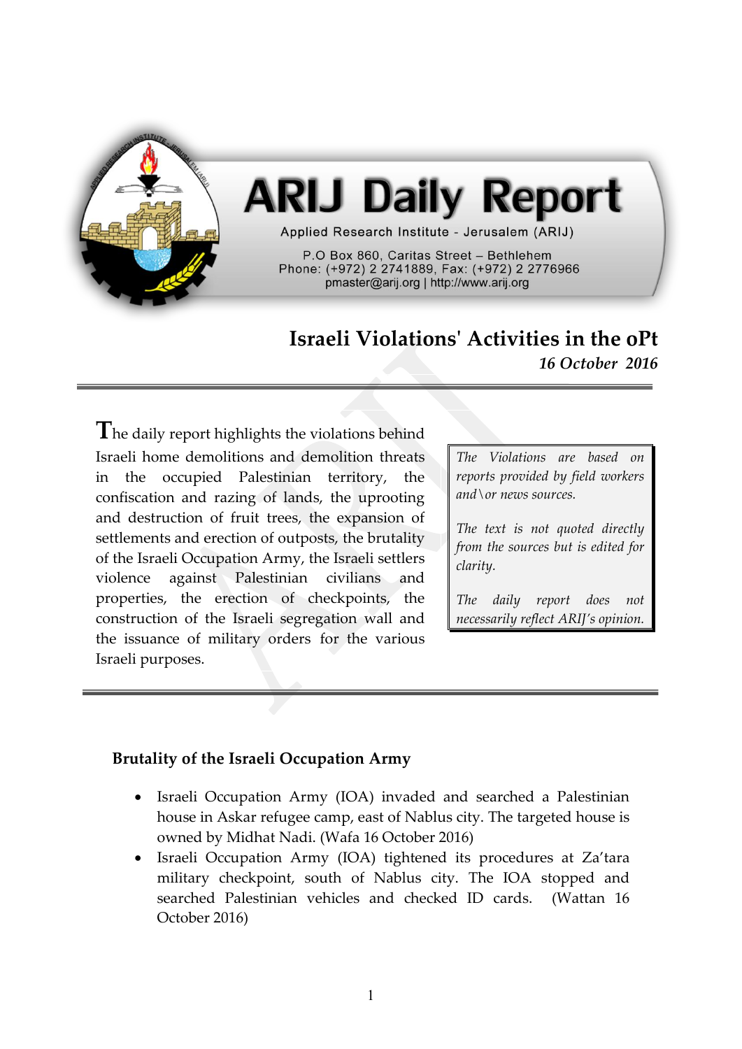# ARIJ Daily Report

Applied Research Institute - Jerusalem (ARIJ)

P.O Box 860, Caritas Street – Bethlehem
Phone: (+972) 2 2741889, Fax: (+972) 2 2776966
pmaster@arij.org | http://www.arij.org

## Israeli Violations' Activities in the oPt

*16 October 2016*

The daily report highlights the violations behind Israeli home demolitions and demolition threats in the occupied Palestinian territory, the confiscation and razing of lands, the uprooting and destruction of fruit trees, the expansion of settlements and erection of outposts, the brutality of the Israeli Occupation Army, the Israeli settlers violence against Palestinian civilians and properties, the erection of checkpoints, the construction of the Israeli segregation wall and the issuance of military orders for the various Israeli purposes.

*The Violations are based on reports provided by field workers and\or news sources.*

*The text is not quoted directly from the sources but is edited for clarity.*

*The daily report does not necessarily reflect ARIJ's opinion.*

### Brutality of the Israeli Occupation Army

- Israeli Occupation Army (IOA) invaded and searched a Palestinian house in Askar refugee camp, east of Nablus city. The targeted house is owned by Midhat Nadi. (Wafa 16 October 2016)
- Israeli Occupation Army (IOA) tightened its procedures at Za'tara military checkpoint, south of Nablus city. The IOA stopped and searched Palestinian vehicles and checked ID cards. (Wattan 16 October 2016)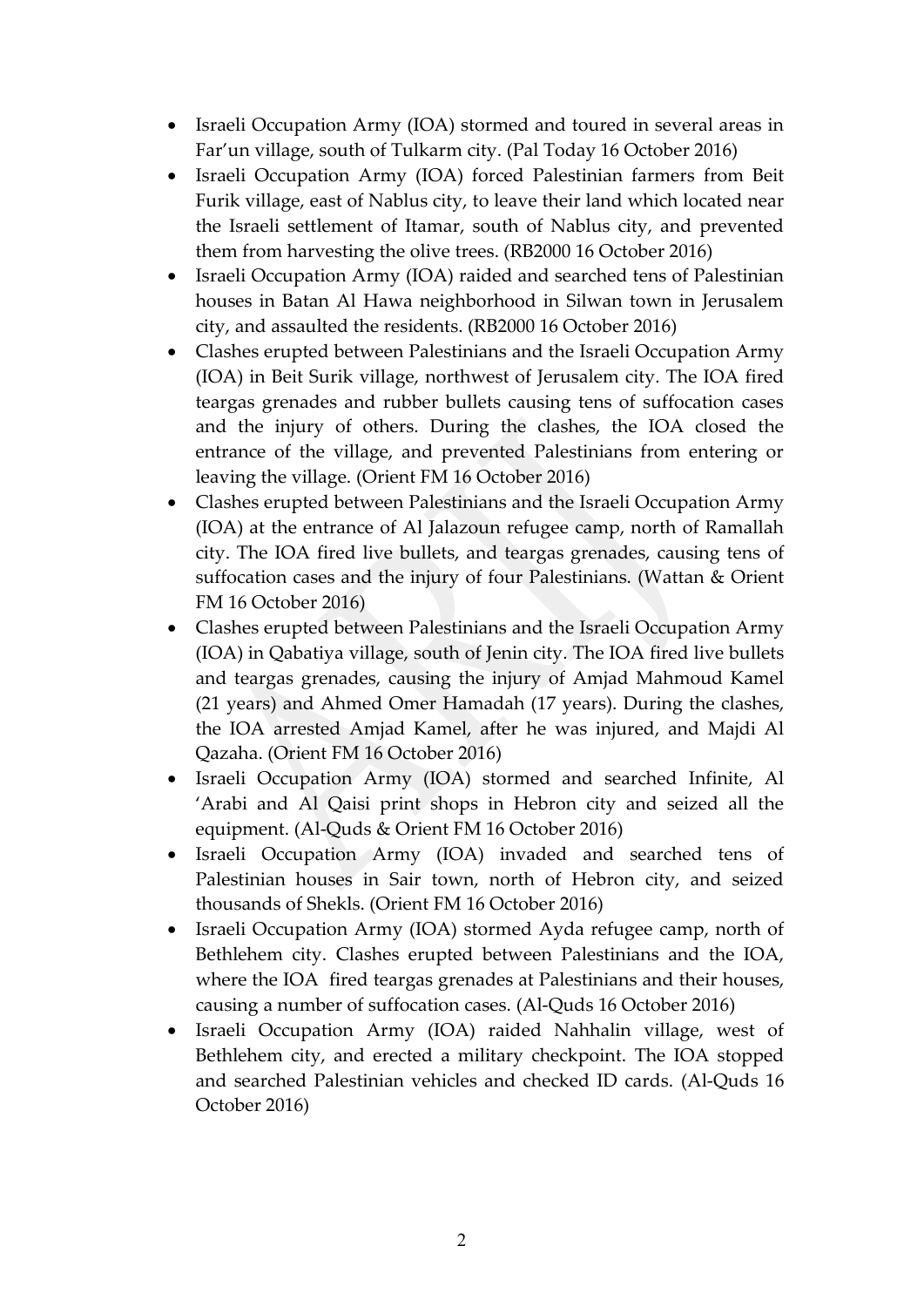- Israeli Occupation Army (IOA) stormed and toured in several areas in Far'un village, south of Tulkarm city. (Pal Today 16 October 2016)
- Israeli Occupation Army (IOA) forced Palestinian farmers from Beit Furik village, east of Nablus city, to leave their land which located near the Israeli settlement of Itamar, south of Nablus city, and prevented them from harvesting the olive trees. (RB2000 16 October 2016)
- Israeli Occupation Army (IOA) raided and searched tens of Palestinian houses in Batan Al Hawa neighborhood in Silwan town in Jerusalem city, and assaulted the residents. (RB2000 16 October 2016)
- Clashes erupted between Palestinians and the Israeli Occupation Army (IOA) in Beit Surik village, northwest of Jerusalem city. The IOA fired teargas grenades and rubber bullets causing tens of suffocation cases and the injury of others. During the clashes, the IOA closed the entrance of the village, and prevented Palestinians from entering or leaving the village. (Orient FM 16 October 2016)
- Clashes erupted between Palestinians and the Israeli Occupation Army (IOA) at the entrance of Al Jalazoun refugee camp, north of Ramallah city. The IOA fired live bullets, and teargas grenades, causing tens of suffocation cases and the injury of four Palestinians. (Wattan & Orient FM 16 October 2016)
- Clashes erupted between Palestinians and the Israeli Occupation Army (IOA) in Qabatiya village, south of Jenin city. The IOA fired live bullets and teargas grenades, causing the injury of Amjad Mahmoud Kamel (21 years) and Ahmed Omer Hamadah (17 years). During the clashes, the IOA arrested Amjad Kamel, after he was injured, and Majdi Al Qazaha. (Orient FM 16 October 2016)
- Israeli Occupation Army (IOA) stormed and searched Infinite, Al 'Arabi and Al Qaisi print shops in Hebron city and seized all the equipment. (Al-Quds & Orient FM 16 October 2016)
- Israeli Occupation Army (IOA) invaded and searched tens of Palestinian houses in Sair town, north of Hebron city, and seized thousands of Shekls. (Orient FM 16 October 2016)
- Israeli Occupation Army (IOA) stormed Ayda refugee camp, north of Bethlehem city. Clashes erupted between Palestinians and the IOA, where the IOA fired teargas grenades at Palestinians and their houses, causing a number of suffocation cases. (Al-Quds 16 October 2016)
- Israeli Occupation Army (IOA) raided Nahhalin village, west of Bethlehem city, and erected a military checkpoint. The IOA stopped and searched Palestinian vehicles and checked ID cards. (Al-Quds 16 October 2016)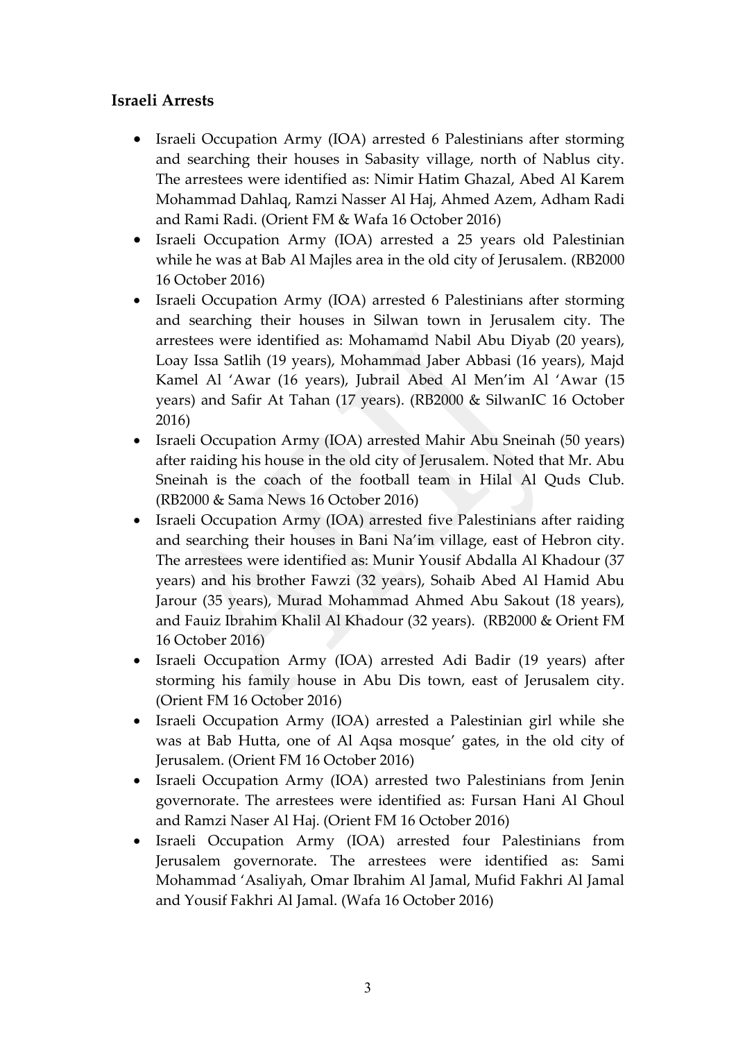### Israeli Arrests

- Israeli Occupation Army (IOA) arrested 6 Palestinians after storming and searching their houses in Sabasity village, north of Nablus city. The arrestees were identified as: Nimir Hatim Ghazal, Abed Al Karem Mohammad Dahlaq, Ramzi Nasser Al Haj, Ahmed Azem, Adham Radi and Rami Radi. (Orient FM & Wafa 16 October 2016)
- Israeli Occupation Army (IOA) arrested a 25 years old Palestinian while he was at Bab Al Majles area in the old city of Jerusalem. (RB2000 16 October 2016)
- Israeli Occupation Army (IOA) arrested 6 Palestinians after storming and searching their houses in Silwan town in Jerusalem city. The arrestees were identified as: Mohamamd Nabil Abu Diyab (20 years), Loay Issa Satlih (19 years), Mohammad Jaber Abbasi (16 years), Majd Kamel Al 'Awar (16 years), Jubrail Abed Al Men'im Al 'Awar (15 years) and Safir At Tahan (17 years). (RB2000 & SilwanIC 16 October 2016)
- Israeli Occupation Army (IOA) arrested Mahir Abu Sneinah (50 years) after raiding his house in the old city of Jerusalem. Noted that Mr. Abu Sneinah is the coach of the football team in Hilal Al Quds Club. (RB2000 & Sama News 16 October 2016)
- Israeli Occupation Army (IOA) arrested five Palestinians after raiding and searching their houses in Bani Na'im village, east of Hebron city. The arrestees were identified as: Munir Yousif Abdalla Al Khadour (37 years) and his brother Fawzi (32 years), Sohaib Abed Al Hamid Abu Jarour (35 years), Murad Mohammad Ahmed Abu Sakout (18 years), and Fauiz Ibrahim Khalil Al Khadour (32 years). (RB2000 & Orient FM 16 October 2016)
- Israeli Occupation Army (IOA) arrested Adi Badir (19 years) after storming his family house in Abu Dis town, east of Jerusalem city. (Orient FM 16 October 2016)
- Israeli Occupation Army (IOA) arrested a Palestinian girl while she was at Bab Hutta, one of Al Aqsa mosque' gates, in the old city of Jerusalem. (Orient FM 16 October 2016)
- Israeli Occupation Army (IOA) arrested two Palestinians from Jenin governorate. The arrestees were identified as: Fursan Hani Al Ghoul and Ramzi Naser Al Haj. (Orient FM 16 October 2016)
- Israeli Occupation Army (IOA) arrested four Palestinians from Jerusalem governorate. The arrestees were identified as: Sami Mohammad 'Asaliyah, Omar Ibrahim Al Jamal, Mufid Fakhri Al Jamal and Yousif Fakhri Al Jamal. (Wafa 16 October 2016)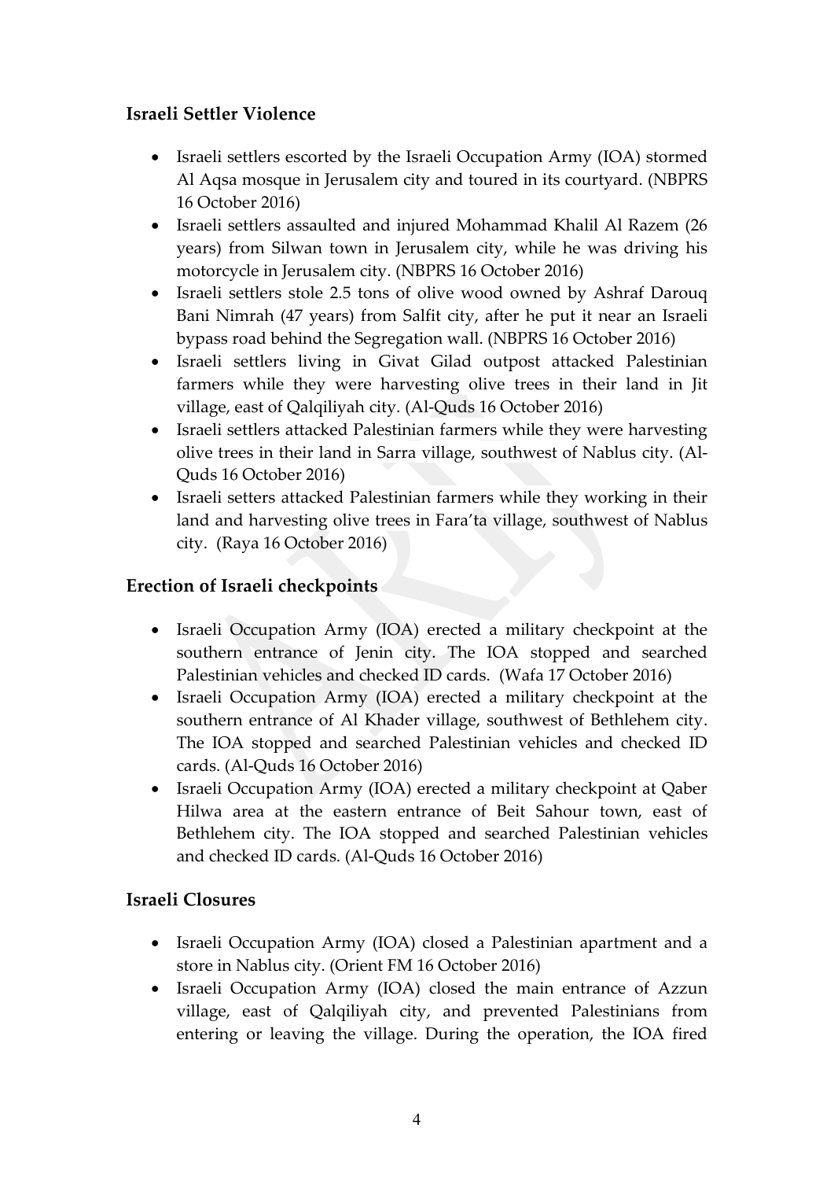## Israeli Settler Violence

- Israeli settlers escorted by the Israeli Occupation Army (IOA) stormed Al Aqsa mosque in Jerusalem city and toured in its courtyard. (NBPRS 16 October 2016)
- Israeli settlers assaulted and injured Mohammad Khalil Al Razem (26 years) from Silwan town in Jerusalem city, while he was driving his motorcycle in Jerusalem city. (NBPRS 16 October 2016)
- Israeli settlers stole 2.5 tons of olive wood owned by Ashraf Darouq Bani Nimrah (47 years) from Salfit city, after he put it near an Israeli bypass road behind the Segregation wall. (NBPRS 16 October 2016)
- Israeli settlers living in Givat Gilad outpost attacked Palestinian farmers while they were harvesting olive trees in their land in Jit village, east of Qalqiliyah city. (Al-Quds 16 October 2016)
- Israeli settlers attacked Palestinian farmers while they were harvesting olive trees in their land in Sarra village, southwest of Nablus city. (Al-Quds 16 October 2016)
- Israeli setters attacked Palestinian farmers while they working in their land and harvesting olive trees in Fara'ta village, southwest of Nablus city. (Raya 16 October 2016)

## Erection of Israeli checkpoints

- Israeli Occupation Army (IOA) erected a military checkpoint at the southern entrance of Jenin city. The IOA stopped and searched Palestinian vehicles and checked ID cards. (Wafa 17 October 2016)
- Israeli Occupation Army (IOA) erected a military checkpoint at the southern entrance of Al Khader village, southwest of Bethlehem city. The IOA stopped and searched Palestinian vehicles and checked ID cards. (Al-Quds 16 October 2016)
- Israeli Occupation Army (IOA) erected a military checkpoint at Qaber Hilwa area at the eastern entrance of Beit Sahour town, east of Bethlehem city. The IOA stopped and searched Palestinian vehicles and checked ID cards. (Al-Quds 16 October 2016)

## Israeli Closures

- Israeli Occupation Army (IOA) closed a Palestinian apartment and a store in Nablus city. (Orient FM 16 October 2016)
- Israeli Occupation Army (IOA) closed the main entrance of Azzun village, east of Qalqiliyah city, and prevented Palestinians from entering or leaving the village. During the operation, the IOA fired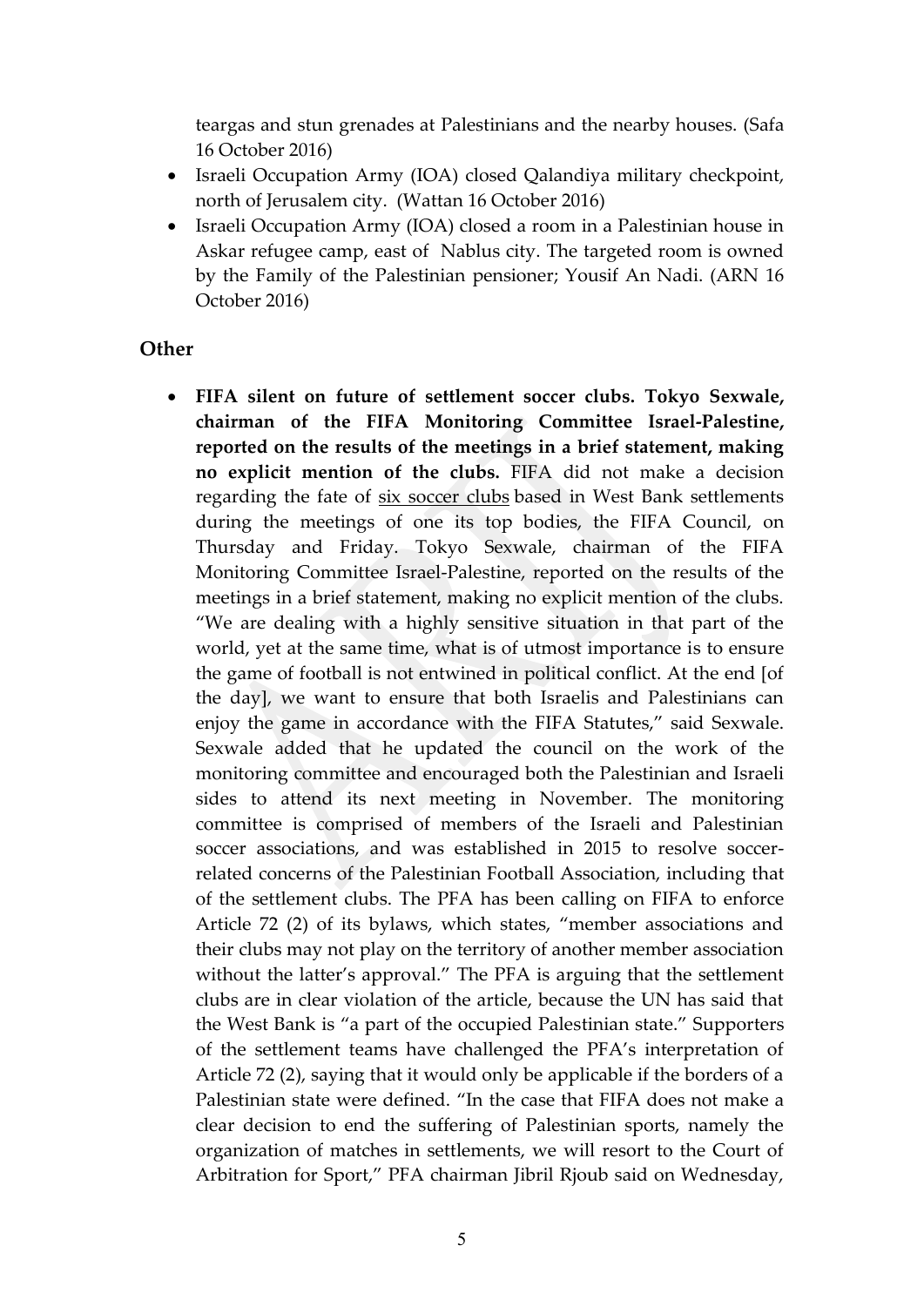teargas and stun grenades at Palestinians and the nearby houses. (Safa 16 October 2016)

- Israeli Occupation Army (IOA) closed Qalandiya military checkpoint, north of Jerusalem city. (Wattan 16 October 2016)
- Israeli Occupation Army (IOA) closed a room in a Palestinian house in Askar refugee camp, east of Nablus city. The targeted room is owned by the Family of the Palestinian pensioner; Yousif An Nadi. (ARN 16 October 2016)

## Other

- **FIFA silent on future of settlement soccer clubs. Tokyo Sexwale, chairman of the FIFA Monitoring Committee Israel-Palestine, reported on the results of the meetings in a brief statement, making no explicit mention of the clubs.** FIFA did not make a decision regarding the fate of six soccer clubs based in West Bank settlements during the meetings of one its top bodies, the FIFA Council, on Thursday and Friday. Tokyo Sexwale, chairman of the FIFA Monitoring Committee Israel-Palestine, reported on the results of the meetings in a brief statement, making no explicit mention of the clubs. "We are dealing with a highly sensitive situation in that part of the world, yet at the same time, what is of utmost importance is to ensure the game of football is not entwined in political conflict. At the end [of the day], we want to ensure that both Israelis and Palestinians can enjoy the game in accordance with the FIFA Statutes," said Sexwale. Sexwale added that he updated the council on the work of the monitoring committee and encouraged both the Palestinian and Israeli sides to attend its next meeting in November. The monitoring committee is comprised of members of the Israeli and Palestinian soccer associations, and was established in 2015 to resolve soccer-related concerns of the Palestinian Football Association, including that of the settlement clubs. The PFA has been calling on FIFA to enforce Article 72 (2) of its bylaws, which states, "member associations and their clubs may not play on the territory of another member association without the latter's approval." The PFA is arguing that the settlement clubs are in clear violation of the article, because the UN has said that the West Bank is "a part of the occupied Palestinian state." Supporters of the settlement teams have challenged the PFA's interpretation of Article 72 (2), saying that it would only be applicable if the borders of a Palestinian state were defined. "In the case that FIFA does not make a clear decision to end the suffering of Palestinian sports, namely the organization of matches in settlements, we will resort to the Court of Arbitration for Sport," PFA chairman Jibril Rjoub said on Wednesday,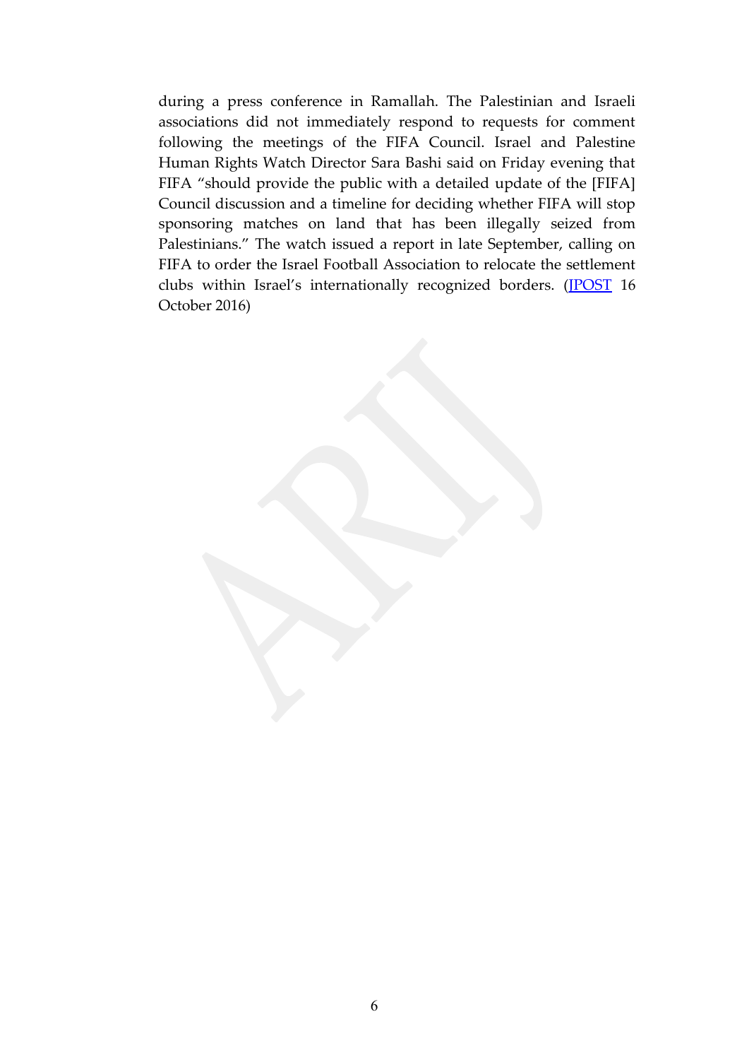during a press conference in Ramallah. The Palestinian and Israeli associations did not immediately respond to requests for comment following the meetings of the FIFA Council. Israel and Palestine Human Rights Watch Director Sara Bashi said on Friday evening that FIFA "should provide the public with a detailed update of the [FIFA] Council discussion and a timeline for deciding whether FIFA will stop sponsoring matches on land that has been illegally seized from Palestinians." The watch issued a report in late September, calling on FIFA to order the Israel Football Association to relocate the settlement clubs within Israel's internationally recognized borders. (JPOST 16 October 2016)